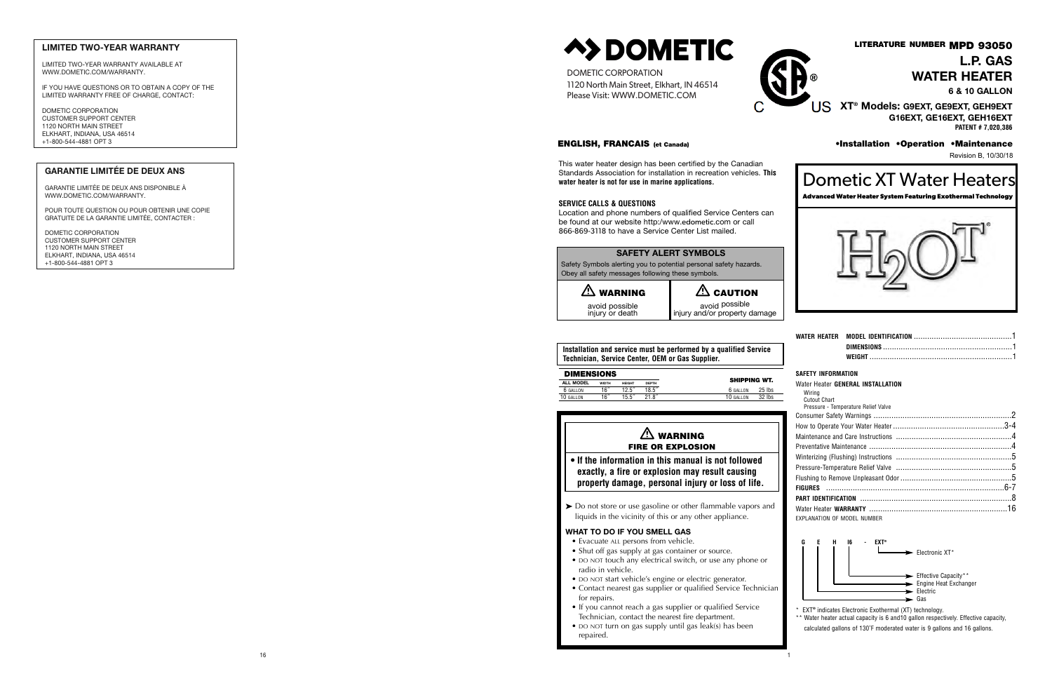## LIMITED TWO-YEAR WARRANTY

LIMITED TWO-YEAR WARRANTY AVAILABLE AT WWW.DOMETIC.COM/WARRANTY.

IF YOU HAVE QUESTIONS OR TO OBTAIN A COPY OF THE LIMITED WARRANTY FREE OF CHARGE, CONTACT:

DOMETIC CORPORATION
CUSTOMER SUPPORT CENTER
1120 NORTH MAIN STREET
ELKHART, INDIANA, USA 46514
+1-800-544-4881 OPT 3

## GARANTIE LIMITÉE DE DEUX ANS

GARANTIE LIMITÉE DE DEUX ANS DISPONIBLE À WWW.DOMETIC.COM/WARRANTY.

POUR TOUTE QUESTION OU POUR OBTENIR UNE COPIE GRATUITE DE LA GARANTIE LIMITÉE, CONTACTER :

DOMETIC CORPORATION
CUSTOMER SUPPORT CENTER
1120 NORTH MAIN STREET
ELKHART, INDIANA, USA 46514
+1-800-544-4881 OPT 3

# DOMETIC

DOMETIC CORPORATION
1120 North Main Street, Elkhart, IN 46514
Please Visit: WWW.DOMETIC.COM

C US

LITERATURE NUMBER **MPD 93050**

# L.P. GAS WATER HEATER

**6 & 10 GALLON**

**XT® Models: G9EXT, GE9EXT, GEH9EXT G16EXT, GE16EXT, GEH16EXT**

PATENT # 7,020,386

**ENGLISH, FRANCAIS (et Canada)**

**•Installation •Operation •Maintenance**

Revision B, 10/30/18

This water heater design has been certified by the Canadian Standards Association for installation in recreation vehicles. **This water heater is not for use in marine applications.**

**SERVICE CALLS & QUESTIONS**

Location and phone numbers of qualified Service Centers can be found at our website http:/www.edometic.com or call 866-869-3118 to have a Service Center List mailed.

### SAFETY ALERT SYMBOLS

Safety Symbols alerting you to potential personal safety hazards. Obey all safety messages following these symbols.

| ⚠ WARNING | ⚠ CAUTION |
|---|---|
| avoid possible injury or death | avoid possible injury and/or property damage |

# Dometic XT Water Heaters

**Advanced Water Heater System Featuring Exothermal Technology**

H2OT®

**Installation and service must be performed by a qualified Service Technician, Service Center, OEM or Gas Supplier.**

### DIMENSIONS

| ALL MODEL | WIDTH | HEIGHT | DEPTH |
|---|---|---|---|
| 6 GALLON | 16" | 12.5" | 18.5" |
| 10 GALLON | 16" | 15.5" | 21.8" |

| SHIPPING WT. | |
|---|---|
| 6 GALLON | 25 lbs |
| 10 GALLON | 32 lbs |

### ⚠ WARNING
### FIRE OR EXPLOSION

- **If the information in this manual is not followed exactly, a fire or explosion may result causing property damage, personal injury or loss of life.**

➤ Do not store or use gasoline or other flammable vapors and liquids in the vicinity of this or any other appliance.

**WHAT TO DO IF YOU SMELL GAS**

- Evacuate ALL persons from vehicle.
- Shut off gas supply at gas container or source.
- DO NOT touch any electrical switch, or use any phone or radio in vehicle.
- DO NOT start vehicle's engine or electric generator.
- Contact nearest gas supplier or qualified Service Technician for repairs.
- If you cannot reach a gas supplier or qualified Service Technician, contact the nearest fire department.
- DO NOT turn on gas supply until gas leak(s) has been repaired.

| | |
|---|---|
| WATER HEATER MODEL IDENTIFICATION | 1 |
| DIMENSIONS | 1 |
| WEIGHT | 1 |

**SAFETY INFORMATION**

Water Heater **GENERAL INSTALLATION**
Wiring
Cutout Chart
Pressure - Temperature Relief Valve

| | |
|---|---|
| Consumer Safety Warnings | 2 |
| How to Operate Your Water Heater | 3-4 |
| Maintenance and Care Instructions | 4 |
| Preventative Maintenance | 4 |
| Winterizing (Flushing) Instructions | 5 |
| Pressure-Temperature Relief Valve | 5 |
| Flushing to Remove Unpleasant Odor | 5 |
| **FIGURES** | 6-7 |
| **PART IDENTIFICATION** | 8 |
| Water Heater **WARRANTY** | 16 |

EXPLANATION OF MODEL NUMBER

G E H 16 - EXT®

- EXT® → Electronic XT*
- 16 → Effective Capacity**
- H → Engine Heat Exchanger
- E → Electric
- G → Gas

\* EXT® indicates Electronic Exothermal (XT) technology.

\*\* Water heater actual capacity is 6 and10 gallon respectively. Effective capacity, calculated gallons of 130°F moderated water is 9 gallons and 16 gallons.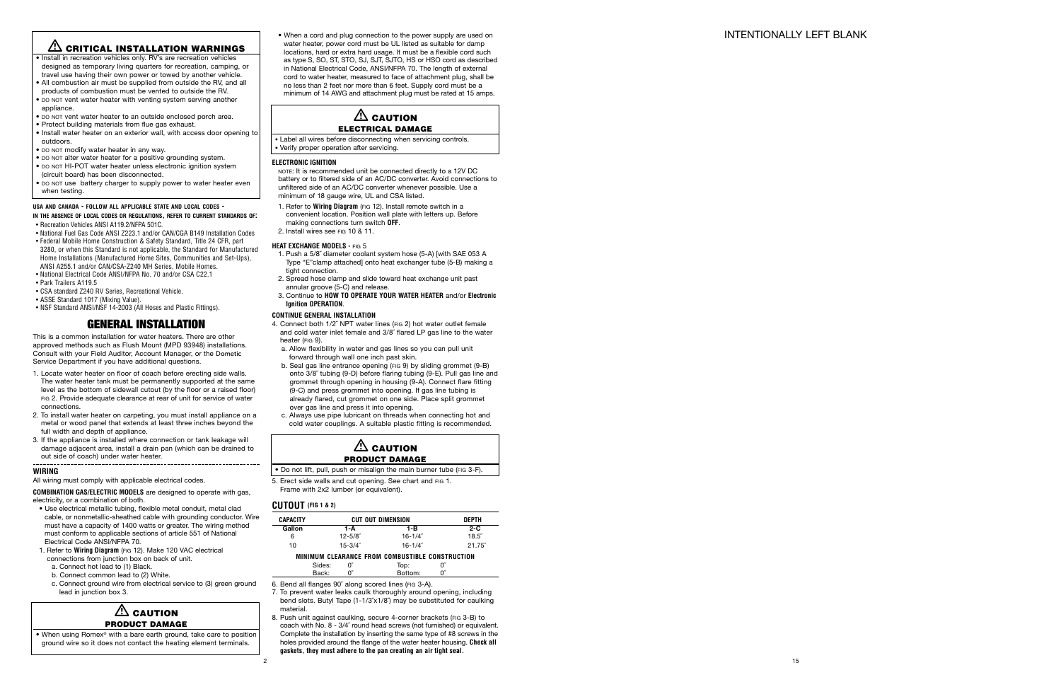## ⚠ CRITICAL INSTALLATION WARNINGS

- Install in recreation vehicles only. RV's are recreation vehicles designed as temporary living quarters for recreation, camping, or travel use having their own power or towed by another vehicle.
- All combustion air must be supplied from outside the RV, and all products of combustion must be vented to outside the RV.
- DO NOT vent water heater with venting system serving another appliance.
- DO NOT vent water heater to an outside enclosed porch area.
- Protect building materials from flue gas exhaust.
- Install water heater on an exterior wall, with access door opening to outdoors.
- DO NOT modify water heater in any way.
- DO NOT alter water heater for a positive grounding system.
- DO NOT HI-POT water heater unless electronic ignition system (circuit board) has been disconnected.
- DO NOT use battery charger to supply power to water heater even when testing.

**USA AND CANADA - FOLLOW ALL APPLICABLE STATE AND LOCAL CODES -**
**IN THE ABSENCE OF LOCAL CODES OR REGULATIONS, REFER TO CURRENT STANDARDS OF:**

- Recreation Vehicles ANSI A119.2/NFPA 501C.
- National Fuel Gas Code ANSI Z223.1 and/or CAN/CGA B149 Installation Codes
- Federal Mobile Home Construction & Safety Standard, Title 24 CFR, part 3280, or when this Standard is not applicable, the Standard for Manufactured Home Installations (Manufactured Home Sites, Communities and Set-Ups), ANSI A255.1 and/or CAN/CSA-Z240 MH Series, Mobile Homes.
- National Electrical Code ANSI/NFPA No. 70 and/or CSA C22.1
- Park Trailers A119.5
- CSA standard Z240 RV Series, Recreational Vehicle.
- ASSE Standard 1017 (Mixing Value).
- NSF Standard ANSI/NSF 14-2003 (All Hoses and Plastic Fittings).

# GENERAL INSTALLATION

This is a common installation for water heaters. There are other approved methods such as Flush Mount (MPD 93948) installations. Consult with your Field Auditor, Account Manager, or the Dometic Service Department if you have additional questions.

1. Locate water heater on floor of coach before erecting side walls. The water heater tank must be permanently supported at the same level as the bottom of sidewall cutout (by the floor or a raised floor) FIG 2. Provide adequate clearance at rear of unit for service of water connections.
2. To install water heater on carpeting, you must install appliance on a metal or wood panel that extends at least three inches beyond the full width and depth of appliance.
3. If the appliance is installed where connection or tank leakage will damage adjacent area, install a drain pan (which can be drained to out side of coach) under water heater.

### WIRING

All wiring must comply with applicable electrical codes.

**COMBINATION GAS/ELECTRIC MODELS** are designed to operate with gas, electricity, or a combination of both.

- Use electrical metallic tubing, flexible metal conduit, metal clad cable, or nonmetallic-sheathed cable with grounding conductor. Wire must have a capacity of 1400 watts or greater. The wiring method must conform to applicable sections of article 551 of National Electrical Code ANSI/NFPA 70.

1. Refer to **Wiring Diagram** (FIG 12). Make 120 VAC electrical connections from junction box on back of unit.
   a. Connect hot lead to (1) Black.
   b. Connect common lead to (2) White.
   c. Connect ground wire from electrical service to (3) green ground lead in junction box 3.

## ⚠ CAUTION
**PRODUCT DAMAGE**

- When using Romex® with a bare earth ground, take care to position ground wire so it does not contact the heating element terminals.

- When a cord and plug connection to the power supply are used on water heater, power cord must be UL listed as suitable for damp locations, hard or extra hard usage. It must be a flexible cord such as type S, SO, ST, STO, SJ, SJT, SJTO, HS or HSO cord as described in National Electrical Code, ANSI/NFPA 70. The length of external cord to water heater, measured to face of attachment plug, shall be no less than 2 feet nor more than 6 feet. Supply cord must be a minimum of 14 AWG and attachment plug must be rated at 15 amps.

## ⚠ CAUTION
**ELECTRICAL DAMAGE**

- Label all wires before disconnecting when servicing controls.
- Verify proper operation after servicing.

### ELECTRONIC IGNITION

NOTE: It is recommended unit be connected directly to a 12V DC battery or to filtered side of an AC/DC converter whenever possible. Avoid connections to unfiltered side of an AC/DC converter. Use a minimum of 18 gauge wire, UL and CSA listed.

1. Refer to **Wiring Diagram** (FIG 12). Install remote switch in a convenient location. Position wall plate with letters up. Before making connections turn switch **OFF**.
2. Install wires see FIG 10 & 11.

### HEAT EXCHANGE MODELS - FIG 5

1. Push a 5/8˝ diameter coolant system hose (5-A) [with SAE 053 A Type "E"clamp attached] onto heat exchanger tube (5-B) making a tight connection.
2. Spread hose clamp and slide toward heat exchange unit past annular groove (5-C) and release.
3. Continue to **HOW TO OPERATE YOUR WATER HEATER** and/or **Electronic Ignition OPERATION**.

### CONTINUE GENERAL INSTALLATION

4. Connect both 1/2˝ NPT water lines (FIG 2) hot water outlet female and cold water inlet female and 3/8˝ flared LP gas line to the water heater (FIG 9).
   a. Allow flexibility in water and gas lines so you can pull unit forward through wall one inch past skin.
   b. Seal gas line entrance opening (FIG 9) by sliding grommet (9-B) onto 3/8˝ tubing (9-D) before flaring tubing (9-E). Pull gas line and grommet through opening in housing (9-A). Connect flare fitting (9-C) and press grommet into opening. If gas line tubing is already flared, cut grommet on one side. Place split grommet over gas line and press it into opening.
   c. Always use pipe lubricant on threads when connecting hot and cold water couplings. A suitable plastic fitting is recommended.

## ⚠ CAUTION
**PRODUCT DAMAGE**

- Do not lift, pull, push or misalign the main burner tube (FIG 3-F).

5. Erect side walls and cut opening. See chart and FIG 1. Frame with 2x2 lumber (or equivalent).

### CUTOUT (FIG 1 & 2)

| CAPACITY | CUT OUT DIMENSION | | DEPTH |
|---|---|---|---|
| Gallon | 1-A | 1-B | 2-C |
| 6 | 12-5/8˝ | 16-1/4˝ | 18.5˝ |
| 10 | 15-3/4˝ | 16-1/4˝ | 21.75˝ |

**MINIMUM CLEARANCE FROM COMBUSTIBLE CONSTRUCTION**

| | | | |
|---|---|---|---|
| Sides: | 0˝ | Top: | 0˝ |
| Back: | 0˝ | Bottom: | 0˝ |

6. Bend all flanges 90˚ along scored lines (FIG 3-A).
7. To prevent water leaks caulk thoroughly around opening, including bend slots. Butyl Tape (1-1/3˝x1/8˝) may be substituted for caulking material.
8. Push unit against caulking, secure 4-corner brackets (FIG 3-B) to coach with No. 8 - 3/4˝ round head screws (not furnished) or equivalent. Complete the installation by inserting the same type of #8 screws in the holes provided around the flange of the water heater housing. **Check all gaskets, they must adhere to the pan creating an air tight seal.**

INTENTIONALLY LEFT BLANK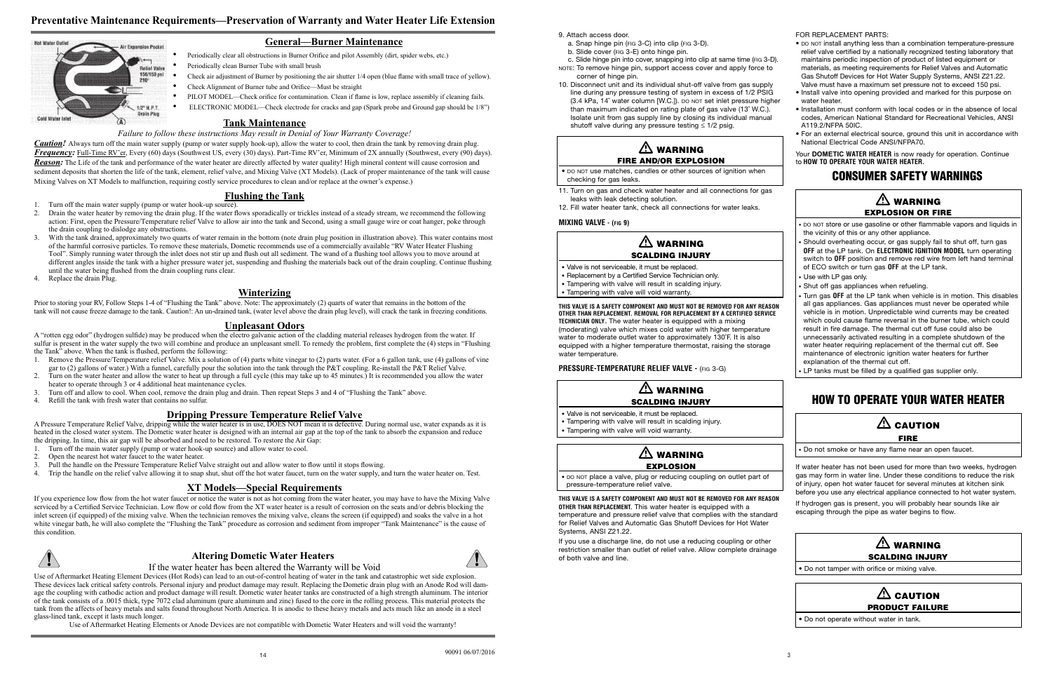# Preventative Maintenance Requirements—Preservation of Warranty and Water Heater Life Extension

## General—Burner Maintenance

- Periodically clear all obstructions in Burner Orifice and pilot Assembly (dirt, spider webs, etc.)
- Periodically clean Burner Tube with small brush
- Check air adjustment of Burner by positioning the air shutter 1/4 open (blue flame with small trace of yellow).
- Check Alignment of Burner tube and Orifice—Must be straight
- PILOT MODEL—Check orifice for contamination. Clean if flame is low, replace assembly if cleaning fails.
- ELECTRONIC MODEL—Check electrode for cracks and gap (Spark probe and Ground gap should be 1/8")

Hot Water Outlet — Air Expansion Pocket — Relief Valve 150/150 psi 210° — 1/2" N.P.T. Drain Plug — Cold Water Inlet (A)

## Tank Maintenance

*Failure to follow these instructions May result in Denial of Your Warranty Coverage!*

***Caution!*** Always turn off the main water supply (pump or water supply hook-up), allow the water to cool, then drain the tank by removing drain plug. ***Frequency:*** Full-Time RV'er, Every (60) days (Southwest US, every (30) days). Part-Time RV'er, Minimum of 2X annually (Southwest, every (90) days). ***Reason:*** The life of the tank and performance of the water heater are directly affected by water quality! High mineral content will cause corrosion and sediment deposits that shorten the life of the tank, element, relief valve, and Mixing Valve (XT Models). (Lack of proper maintenance of the tank will cause Mixing Valves on XT Models to malfunction, requiring costly service procedures to clean and/or replace at the owner's expense.)

## Flushing the Tank

1. Turn off the main water supply (pump or water hook-up source).
2. Drain the water heater by removing the drain plug. If the water flows sporadically or trickles instead of a steady stream, we recommend the following action: First, open the Pressure/Temperature relief Valve to allow air into the tank and Second, using a small gauge wire or coat hanger, poke through the drain coupling to dislodge any obstructions.
3. With the tank drained, approximately two quarts of water remain in the bottom (note drain plug position in illustration above). This water contains most of the harmful corrosive particles. To remove these materials, Dometic recommends use of a commercially available "RV Water Heater Flushing Tool". Simply running water through the inlet does not stir up and flush out all sediment. The wand of a flushing tool allows you to move around at different angles inside the tank with a higher pressure water jet, suspending and flushing the materials back out of the drain coupling. Continue flushing until the water being flushed from the drain coupling runs clear.
4. Replace the drain Plug.

## Winterizing

Prior to storing your RV, Follow Steps 1-4 of "Flushing the Tank" above. Note: The approximately (2) quarts of water that remains in the bottom of the tank will not cause freeze damage to the tank. Caution!: An un-drained tank, (water level above the drain plug level), will crack the tank in freezing conditions.

## Unpleasant Odors

A "rotten egg odor" (hydrogen sulfide) may be produced when the electro galvanic action of the cladding material releases hydrogen from the water. If sulfur is present in the water supply the two will combine and produce an unpleasant smell. To remedy the problem, first complete the (4) steps in "Flushing the Tank" above. When the tank is flushed, perform the following:

1. Remove the Pressure/Temperature relief Valve. Mix a solution of (4) parts white vinegar to (2) parts water. (For a 6 gallon tank, use (4) gallons of vine gar to (2) gallons of water.) With a funnel, carefully pour the solution into the tank through the P&T coupling. Re-install the P&T Relief Valve.
2. Turn on the water heater and allow the water to heat up through a full cycle (this may take up to 45 minutes.) It is recommended you allow the water heater to operate through 3 or 4 additional heat maintenance cycles.
3. Turn off and allow to cool. When cool, remove the drain plug and drain. Then repeat Steps 3 and 4 of "Flushing the Tank" above.
4. Refill the tank with fresh water that contains no sulfur.

## Dripping Pressure Temperature Relief Valve

A Pressure Temperature Relief Valve, dripping while the water heater is in use, DOES NOT mean it is defective. During normal use, water expands as it is heated in the closed water system. The Dometic water heater is designed with an internal air gap at the top of the tank to absorb the expansion and reduce the dripping. In time, this air gap will be absorbed and need to be restored. To restore the Air Gap:

1. Turn off the main water supply (pump or water hook-up source) and allow water to cool.
2. Open the nearest hot water faucet to the water heater.
3. Pull the handle on the Pressure Temperature Relief Valve straight out and allow water to flow until it stops flowing.
4. Trip the handle on the relief valve allowing it to snap shut, shut off the hot water faucet, turn on the water supply, and turn the water heater on. Test.

## XT Models—Special Requirements

If you experience low flow from the hot water faucet or notice the water is not as hot coming from the water heater, you may have to have the Mixing Valve serviced by a Certified Service Technician. Low flow or cold flow from the XT water heater is a result of corrosion on the seats and/or debris blocking the inlet screen (if equipped) of the mixing valve. When the technician removes the mixing valve, cleans the screen (if equipped) and soaks the valve in a hot white vinegar bath, he will also complete the "Flushing the Tank" procedure as corrosion and sediment from improper "Tank Maintenance" is the cause of this condition.

## Altering Dometic Water Heaters

If the water heater has been altered the Warranty will be Void

Use of Aftermarket Heating Element Devices (Hot Rods) can lead to an out-of-control heating of water in the tank and catastrophic wet side explosion. These devices lack critical safety controls. Personal injury and product damage may result. Replacing the Dometic drain plug with an Anode Rod will damage the coupling with cathodic action and product damage will result. Dometic water heater tanks are constructed of a high strength aluminum. The interior of the tank consists of a .0015 thick, type 7072 clad aluminum (pure aluminum and zinc) fused to the core in the rolling process. This material protects the tank from the affects of heavy metals and salts found throughout North America. It is anodic to these heavy metals and acts much like an anode in a steel glass-lined tank, except it lasts much longer.

Use of Aftermarket Heating Elements or Anode Devices are not compatible with Dometic Water Heaters and will void the warranty!

90091 06/07/2016

9. Attach access door.
   a. Snap hinge pin (FIG 3-C) into clip (FIG 3-D).
   b. Slide cover (FIG 3-E) onto hinge pin.
   c. Slide hinge pin into cover, snapping into clip at same time (FIG 3-D).

NOTE: To remove hinge pin, support access cover and apply force to corner of hinge pin.

10. Disconnect unit and its individual shut-off valve from gas supply line during any pressure testing of system in excess of 1/2 PSIG (3.4 kPa, 14" water column [W.C.]). DO NOT set inlet pressure higher than maximum indicated on rating plate of gas valve (13" W.C.). Isolate unit from gas supply line by closing its individual manual shutoff valve during any pressure testing ≤ 1/2 psig.

**⚠ WARNING**
**FIRE AND/OR EXPLOSION**

- DO NOT use matches, candles or other sources of ignition when checking for gas leaks.

11. Turn on gas and check water heater and all connections for gas leaks with leak detecting solution.
12. Fill water heater tank, check all connections for water leaks.

**MIXING VALVE - (FIG 9)**

**⚠ WARNING**
**SCALDING INJURY**

- Valve is not serviceable, it must be replaced.
- Replacement by a Certified Service Technician only.
- Tampering with valve will result in scalding injury.
- Tampering with valve will void warranty.

**THIS VALVE IS A SAFETY COMPONENT AND MUST NOT BE REMOVED FOR ANY REASON OTHER THAN REPLACEMENT. REMOVAL FOR REPLACEMENT BY A CERTIFIED SERVICE TECHNICIAN ONLY.** The water heater is equipped with a mixing (moderating) valve which mixes cold water with higher temperature water to moderate outlet water to approximately 130°F. It is also equipped with a higher temperature thermostat, raising the storage water temperature.

**PRESSURE-TEMPERATURE RELIEF VALVE - (FIG 3-G)**

**⚠ WARNING**
**SCALDING INJURY**

- Valve is not serviceable, it must be replaced.
- Tampering with valve will result in scalding injury.
- Tampering with valve will void warranty.

**⚠ WARNING**
**EXPLOSION**

- DO NOT place a valve, plug or reducing coupling on outlet part of pressure-temperature relief valve.

**THIS VALVE IS A SAFETY COMPONENT AND MUST NOT BE REMOVED FOR ANY REASON OTHER THAN REPLACEMENT.** This water heater is equipped with a temperature and pressure relief valve that complies with the standard for Relief Valves and Automatic Gas Shutoff Devices for Hot Water Systems, ANSI Z21.22.

If you use a discharge line, do not use a reducing coupling or other restriction smaller than outlet of relief valve. Allow complete drainage of both valve and line.

FOR REPLACEMENT PARTS:

- DO NOT install anything less than a combination temperature-pressure relief valve certified by a nationally recognized testing laboratory that maintains periodic inspection of product of listed equipment or materials, as meeting requirements for Relief Valves and Automatic Gas Shutoff Devices for Hot Water Supply Systems, ANSI Z21.22. Valve must have a maximum set pressure not to exceed 150 psi.
- Install valve into opening provided and marked for this purpose on water heater.
- Installation must conform with local codes or in the absence of local codes, American National Standard for Recreational Vehicles, ANSI A119.2/NFPA 50lC.
- For an external electrical source, ground this unit in accordance with National Electrical Code ANSI/NFPA70.

Your **DOMETIC WATER HEATER** is now ready for operation. Continue to **HOW TO OPERATE YOUR WATER HEATER.**

# CONSUMER SAFETY WARNINGS

**⚠ WARNING**
**EXPLOSION OR FIRE**

- DO NOT store or use gasoline or other flammable vapors and liquids in the vicinity of this or any other appliance.
- Should overheating occur, or gas supply fail to shut off, turn gas **OFF** at the LP tank. On **ELECTRONIC IGNITION MODEL** turn operating switch to **OFF** position and remove red wire from left hand terminal of ECO switch or turn gas **OFF** at the LP tank.
- Use with LP gas only.
- Shut off gas appliances when refueling.
- Turn gas **OFF** at the LP tank when vehicle is in motion. This disables all gas appliances. Gas appliances must never be operated while vehicle is in motion. Unpredictable wind currents may be created which could cause flame reversal in the burner tube, which could result in fire damage. The thermal cut off fuse could also be unnecessarily activated resulting in a complete shutdown of the water heater requiring replacement of the thermal cut off. See maintenance of electronic ignition water heaters for further explanation of the thermal cut off.
- LP tanks must be filled by a qualified gas supplier only.

# HOW TO OPERATE YOUR WATER HEATER

**⚠ CAUTION**
**FIRE**

- Do not smoke or have any flame near an open faucet.

If water heater has not been used for more than two weeks, hydrogen gas may form in water line. Under these conditions to reduce the risk of injury, open hot water faucet for several minutes at kitchen sink before you use any electrical appliance connected to hot water system.

If hydrogen gas is present, you will probably hear sounds like air escaping through the pipe as water begins to flow.

**⚠ WARNING**
**SCALDING INJURY**

- Do not tamper with orifice or mixing valve.

**⚠ CAUTION**
**PRODUCT FAILURE**

- Do not operate without water in tank.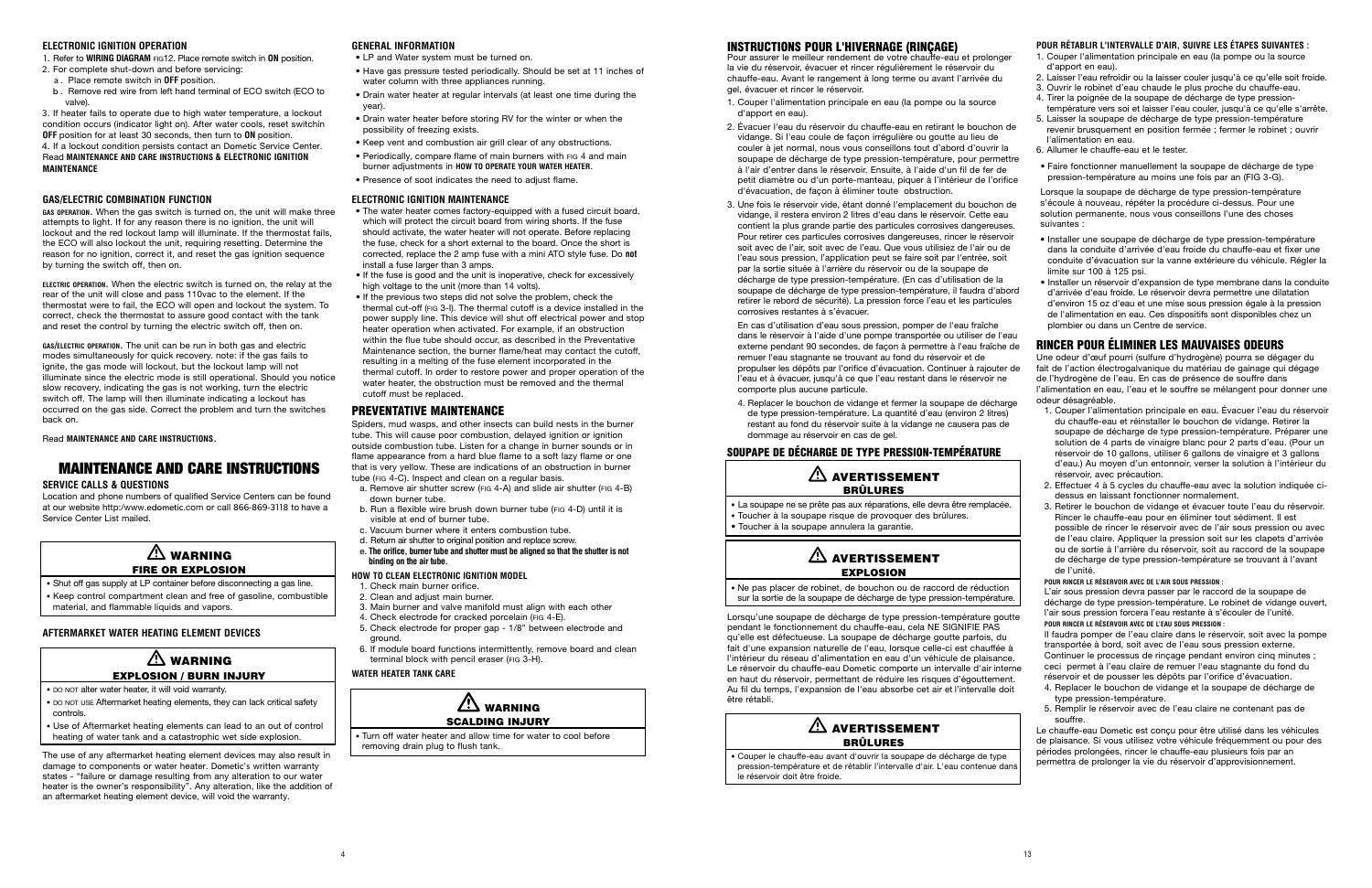### ELECTRONIC IGNITION OPERATION

1. Refer to **WIRING DIAGRAM** FIG12. Place remote switch in **ON** position.
2. For complete shut-down and before servicing:
   a . Place remote switch in **OFF** position.
   b . Remove red wire from left hand terminal of ECO switch (ECO to valve).

3. If heater fails to operate due to high water temperature, a lockout condition occurs (indicator light on). After water cools, reset switch **OFF** position for at least 30 seconds, then turn to **ON** position.

4. If a lockout condition persists contact an Dometic Service Center. Read **MAINTENANCE AND CARE INSTRUCTIONS & ELECTRONIC IGNITION MAINTENANCE**

### GAS/ELECTRIC COMBINATION FUNCTION

**GAS OPERATION.** When the gas switch is turned on, the unit will make three attempts to light. If for any reason there is no ignition, the unit will lockout and the red lockout lamp will illuminate. If the thermostat fails, the ECO will also lockout the unit, requiring resetting. Determine the reason for no ignition, correct it, and reset the gas ignition sequence by turning the switch off, then on.

**ELECTRIC OPERATION.** When the electric switch is turned on, the relay at the rear of the unit will close and pass 110vac to the element. If the thermostat were to fail, the ECO will open and lockout the system. To correct, check the thermostat to assure good contact with the tank and reset the control by turning the electric switch off, then on.

**GAS/ELECTRIC OPERATION.** The unit can be run in both gas and electric modes simultaneously for quick recovery. note: if the gas fails to ignite, the gas mode will lockout, but the lockout lamp will not illuminate since the electric mode is still operational. Should you notice slow recovery, indicating the gas is not working, turn the electric switch off. The lamp will then illuminate indicating a lockout has occurred on the gas side. Correct the problem and turn the switches back on.

Read **MAINTENANCE AND CARE INSTRUCTIONS**.

# MAINTENANCE AND CARE INSTRUCTIONS

### SERVICE CALLS & QUESTIONS

Location and phone numbers of qualified Service Centers can be found at our website http:/www.edometic.com or call 866-869-3118 to have a Service Center List mailed.

> ⚠ **WARNING**
> **FIRE OR EXPLOSION**
> - Shut off gas supply at LP container before disconnecting a gas line.
> - Keep control compartment clean and free of gasoline, combustible material, and flammable liquids and vapors.

### AFTERMARKET WATER HEATING ELEMENT DEVICES

> ⚠ **WARNING**
> **EXPLOSION / BURN INJURY**
> - DO NOT alter water heater, it will void warranty.
> - DO NOT USE Aftermarket heating elements, they can lack critical safety controls.
> - Use of Aftermarket heating elements can lead to an out of control heating of water tank and a catastrophic wet side explosion.

The use of any aftermarket heating element devices may also result in damage to components or water heater. Dometic's written warranty states - "failure or damage resulting from any alteration to our water heater is the owner's responsibility". Any alteration, like the addition of an aftermarket heating element device, will void the warranty.

### GENERAL INFORMATION

- LP and Water system must be turned on.
- Have gas pressure tested periodically. Should be set at 11 inches of water column with three appliances running.
- Drain water heater at regular intervals (at least one time during the year).
- Drain water heater before storing RV for the winter or when the possibility of freezing exists.
- Keep vent and combustion air grill clear of any obstructions.
- Periodically, compare flame of main burners with FIG 4 and main burner adjustments in **HOW TO OPERATE YOUR WATER HEATER**.
- Presence of soot indicates the need to adjust flame.

### ELECTRONIC IGNITION MAINTENANCE

- The water heater comes factory-equipped with a fused circuit board, which will protect the circuit board from wiring shorts. If the fuse should activate, the water heater will not operate. Before replacing the fuse, check for a short external to the board. Once the short is corrected, replace the 2 amp fuse with a mini ATO style fuse. Do **not** install a fuse larger than 3 amps.
- If the fuse is good and the unit is inoperative, check for excessively high voltage to the unit (more than 14 volts).
- If the previous two steps did not solve the problem, check the thermal cut-off (FIG 3-I). The thermal cutoff is a device installed in the power supply line. This device will shut off electrical power and stop heater operation when activated. For example, if an obstruction within the flue tube should occur, as described in the Preventative Maintenance section, the burner flame/heat may contact the cutoff, resulting in a melting of the fuse element incorporated in the thermal cutoff. In order to restore power and proper operation of the water heater, the obstruction must be removed and the thermal cutoff must be replaced.

## PREVENTATIVE MAINTENANCE

Spiders, mud wasps, and other insects can build nests in the burner tube. This will cause poor combustion, delayed ignition or ignition outside combustion tube. Listen for a change in burner sounds or in flame appearance from a hard blue flame to a soft lazy flame or one that is very yellow. These are indications of an obstruction in burner tube (FIG 4-C). Inspect and clean on a regular basis.

a. Remove air shutter screw (FIG 4-A) and slide air shutter (FIG 4-B) down burner tube.
b. Run a flexible wire brush down burner tube (FIG 4-D) until it is visible at end of burner tube.
c. Vacuum burner where it enters combustion tube.
d. Return air shutter to original position and replace screw.
e. **The orifice, burner tube and shutter must be aligned so that the shutter is not binding on the air tube.**

### HOW TO CLEAN ELECTRONIC IGNITION MODEL

1. Check main burner orifice.
2. Clean and adjust main burner.
3. Main burner and valve manifold must align with each other
4. Check electrode for cracked porcelain (FIG 4-E).
5. Check electrode for proper gap - 1/8" between electrode and ground.
6. If module board functions intermittently, remove board and clean terminal block with pencil eraser (FIG 3-H).

### WATER HEATER TANK CARE

> ⚠ **WARNING**
> **SCALDING INJURY**
> - Turn off water heater and allow time for water to cool before removing drain plug to flush tank.

## INSTRUCTIONS POUR L'HIVERNAGE (RINÇAGE)

Pour assurer le meilleur rendement de votre chauffe-eau et prolonger la vie du réservoir, évacuer et rincer régulièrement le réservoir du chauffe-eau. Avant le rangement à long terme ou avant l'arrivée du gel, évacuer et rincer le réservoir.

1. Couper l'alimentation principale en eau (la pompe ou la source d'approvisionnement en eau).
2. Évacuer l'eau du réservoir du chauffe-eau en retirant le bouchon de vidange. Si l'eau coule de façon irrégulière ou goutte au lieu de couler à jet normal, nous vous conseillons tout d'abord d'ouvrir la soupape de décharge de type pression-température, pour permettre à l'air d'entrer dans le réservoir. Ensuite, à l'aide d'un fil de fer de petit diamètre ou d'un porte-manteau, piquer à l'intérieur de l'orifice d'évacuation, de façon à éliminer toute obstruction.
3. Une fois le réservoir vide, étant donné l'emplacement du bouchon de vidange, il restera environ 2 litres d'eau dans le réservoir. Cette eau contient la plus grande partie des particules corrosives dangereuses. Pour retirer ces particules corrosives dangereuses, rincer le réservoir soit avec de l'air, soit avec de l'eau. Que vous utilisiez de l'air ou de l'eau sous pression, l'application peut se faire soit par l'entrée, soit par la sortie située à l'arrière du réservoir ou de la soupape de décharge de type pression-température. (En cas d'utilisation de la soupape de décharge de type pression-température, il faudra d'abord retirer le rebord de sécurité). La pression force l'eau et les particules corrosives restantes à s'évacuer.

   En cas d'utilisation d'eau sous pression, pomper de l'eau fraîche dans le réservoir à l'aide d'une pompe transportée ou utiliser de l'eau externe pendant 90 secondes, de façon à permettre à l'eau fraîche de remuer l'eau stagnante se trouvant au fond du réservoir et de propulser les dépôts par l'orifice d'évacuation. Continuer à rajouter de l'eau et à évacuer, jusqu'à ce que l'eau restant dans le réservoir ne comporte plus aucune particule.
4. Replacer le bouchon de vidange et fermer la soupape de décharge de type pression-température. La quantité d'eau (environ 2 litres) restant au fond du réservoir suite à la vidange ne causera pas de dommage au réservoir en cas de gel.

### SOUPAPE DE DÉCHARGE DE TYPE PRESSION-TEMPÉRATURE

> ⚠ **AVERTISSEMENT**
> **BRÛLURES**
> - La soupape ne se prête pas aux réparations, elle devra être remplacée.
> - Toucher à la soupape risque de provoquer des brûlures.
> - Toucher à la soupape annulera la garantie.

> ⚠ **AVERTISSEMENT**
> **EXPLOSION**
> - Ne pas placer de robinet, de bouchon ou de raccord de réduction sur la sortie de la soupape de décharge de type pression-température.

Lorsqu'une soupape de décharge de type pression-température goutte pendant le fonctionnement du chauffe-eau, cela NE SIGNIFIE PAS qu'elle est défectueuse. La soupape de décharge goutte parfois, du fait d'une expansion naturelle de l'eau, lorsque celle-ci est chauffée à l'intérieur du réseau d'alimentation en eau d'un véhicule de plaisance. Le réservoir du chauffe-eau Dometic comporte un intervalle d'air interne en haut du réservoir, permettant de réduire les risques d'égouttement. Au fil du temps, l'expansion de l'eau absorbe cet air et l'intervalle doit être rétabli.

> ⚠ **AVERTISSEMENT**
> **BRÛLURES**
> - Couper le chauffe-eau avant d'ouvrir la soupape de décharge de type pression-température et de rétablir l'intervalle d'air. L'eau contenue dans le réservoir doit être froide.

**POUR RÉTABLIR L'INTERVALLE D'AIR, SUIVRE LES ÉTAPES SUIVANTES :**

1. Couper l'alimentation principale en eau (la pompe ou la source d'apport en eau).
2. Laisser l'eau refroidir ou la laisser couler jusqu'à ce qu'elle soit froide.
3. Ouvrir le robinet d'eau chaude le plus proche du chauffe-eau.
4. Tirer la poignée de la soupape de décharge de type pression-température vers soi et laisser l'eau couler, jusqu'à ce qu'elle s'arrête.
5. Laisser la soupape de décharge de type pression-température revenir brusquement en position fermée ; fermer le robinet ; ouvrir l'alimentation en eau.
6. Allumer le chauffe-eau et le tester.

- Faire fonctionner manuellement la soupape de décharge de type pression-température au moins une fois par an (FIG 3-G).

Lorsque la soupape de décharge de type pression-température s'écoule à nouveau, répéter la procédure ci-dessus. Pour une solution permanente, nous vous conseillons l'une des choses suivantes :

- Installer une soupape de décharge de type pression-température dans la conduite d'arrivée d'eau froide du chauffe-eau et fixer une conduite d'évacuation sur la vanne extérieure du véhicule. Régler la limite sur 100 à 125 psi.
- Installer un réservoir d'expansion de type membrane dans la conduite d'arrivée d'eau froide. Le réservoir devra permettre une dilatation d'environ 15 oz d'eau et une mise sous pression égale à la pression de l'alimentation en eau. Ces dispositifs sont disponibles chez un plombier ou dans un Centre de service.

## RINCER POUR ÉLIMINER LES MAUVAISES ODEURS

Une odeur d'œuf pourri (sulfure d'hydrogène) pourra se dégager du fait de l'action électrogalvanique du matériau de gainage qui dégage de l'hydrogène de l'eau. En cas de présence de souffre dans l'alimentation en eau, l'eau et le souffre se mélangent pour donner une odeur désagréable.

1. Couper l'alimentation principale en eau. Évacuer l'eau du réservoir du chauffe-eau et réinstaller le bouchon de vidange. Retirer la soupape de décharge de type pression-température. Préparer une solution de 4 parts de vinaigre blanc pour 2 parts d'eau. (Pour un réservoir de 10 gallons, utiliser 6 gallons de vinaigre et 3 gallons d'eau.) Au moyen d'un entonnoir, verser la solution à l'intérieur du réservoir, avec précaution.
2. Effectuer 4 à 5 cycles du chauffe-eau avec la solution indiquée ci-dessus en laissant fonctionner normalement.
3. Retirer le bouchon de vidange et évacuer toute l'eau du réservoir. Rincer le chauffe-eau pour en éliminer tout sédiment. Il est possible de rincer le réservoir avec de l'air sous pression ou avec de l'eau claire. Appliquer la pression soit sur les clapets d'arrivée ou de sortie à l'arrière du réservoir, soit au raccord de la soupape de décharge de type pression-température se trouvant à l'avant de l'unité.

   **POUR RINCER LE RÉSERVOIR AVEC DE L'AIR SOUS PRESSION :**
   L'air sous pression devra passer par le raccord de la soupape de décharge de type pression-température. Le robinet de vidange ouvert, l'air sous pression forcera l'eau restante à s'écouler de l'unité.

   **POUR RINCER LE RÉSERVOIR AVEC DE L'EAU SOUS PRESSION :**
   Il faudra pomper de l'eau claire dans le réservoir, soit avec la pompe transportée à bord, soit avec de l'eau sous pression externe. Continuer le processus de rinçage pendant environ cinq minutes ; ceci permet à l'eau claire de remuer l'eau stagnante du fond du réservoir et de pousser les dépôts par l'orifice d'évacuation.
4. Replacer le bouchon de vidange et la soupape de décharge de type pression-température.
5. Remplir le réservoir avec de l'eau claire ne contenant pas de souffre.

Le chauffe-eau Dometic est conçu pour être utilisé dans les véhicules de plaisance. Si vous utilisez votre véhicule fréquemment ou pour des périodes prolongées, rincer le chauffe-eau plusieurs fois par an permettra de prolonger la vie du réservoir d'approvisionnement.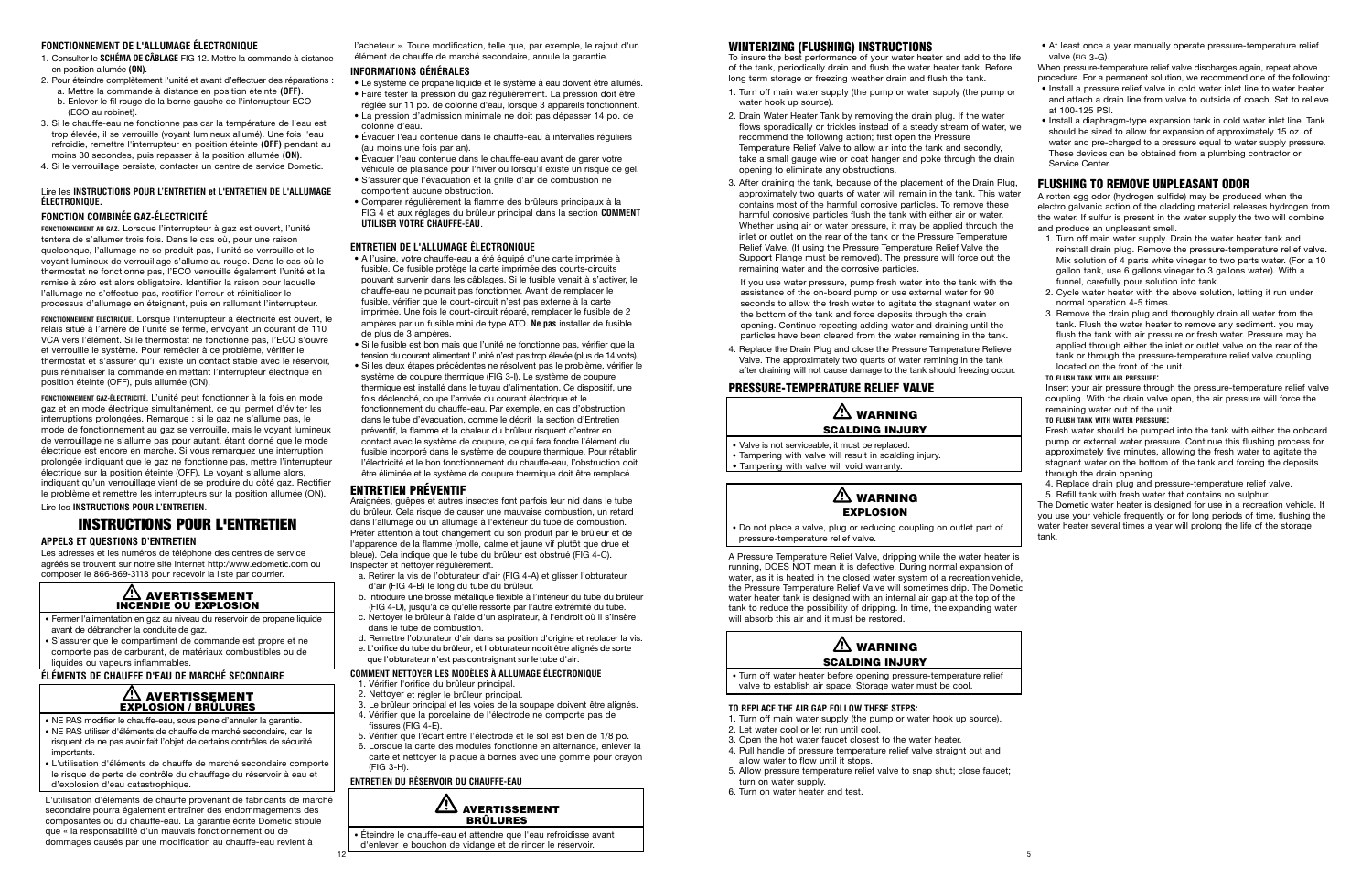### FONCTIONNEMENT DE L'ALLUMAGE ÉLECTRONIQUE

1. Consulter le **SCHÉMA DE CÂBLAGE** FIG 12. Mettre la commande à distance en position allumée **(ON)**.
2. Pour éteindre complètement l'unité et avant d'effectuer des réparations :
   a. Mettre la commande à distance en position éteinte **(OFF)**.
   b. Enlever le fil rouge de la borne gauche de l'interrupteur ECO (ECO au robinet).
3. Si le chauffe-eau ne fonctionne pas car la température de l'eau est trop élevée, il se verrouille (voyant lumineux allumé). Une fois l'eau refroidie, remettre l'interrupteur en position éteinte **(OFF)** pendant au moins 30 secondes, puis repasser à la position allumée **(ON)**.
4. Si le verrouillage persiste, contacter un centre de service Dometic.

Lire les **INSTRUCTIONS POUR L'ENTRETIEN et L'ENTRETIEN DE L'ALLUMAGE ÉLECTRONIQUE.**

### FONCTION COMBINÉE GAZ-ÉLECTRICITÉ

**FONCTIONNEMENT AU GAZ**. Lorsque l'interrupteur à gaz est ouvert, l'unité tentera de s'allumer trois fois. Dans le cas où, pour une raison quelconque, l'allumage ne se produit pas, l'unité se verrouille et le voyant de verrouillage s'allume au rouge. Dans le cas où le thermostat ne fonctionne pas, l'ECO verrouille également l'unité et la remise à zéro est alors obligatoire. Identifier la raison pour laquelle l'allumage ne s'effectue pas, rectifier l'erreur et réinitialiser le processus d'allumage en éteignant, puis en rallumant l'interrupteur.

**FONCTIONNEMENT ÉLECTRIQUE**. Lorsque l'interrupteur à électricité est ouvert, le relais situé à l'arrière de l'unité se ferme, envoyant un courant de 110 VCA vers l'élément. Si le thermostat ne fonctionne pas, l'ECO s'ouvre et verrouille le système. Pour remédier à ce problème, vérifier le thermostat et s'assurer qu'il existe un contact stable avec le réservoir, puis réinitialiser la commande en mettant l'interrupteur électrique en position éteinte (OFF), puis allumée (ON).

**FONCTIONNEMENT GAZ-ÉLECTRICITÉ**. L'unité peut fonctionner à la fois en mode gaz et en mode électrique simultanément, ce qui permet d'éviter les interruptions prolongées. Remarque : si le gaz ne s'allume pas, le mode de fonctionnement au gaz se verrouille, mais le voyant lumineux de verrouillage ne s'allume pas pour autant, étant donné que le mode électrique est encore en marche. Si vous remarquez une interruption prolongée indiquant que le gaz ne fonctionne pas, mettre l'interrupteur électrique sur la position éteinte (OFF). Le voyant s'allume alors, indiquant qu'un verrouillage vient de se produire du côté gaz. Rectifier le problème et remettre les interrupteurs sur la position allumée (ON).

Lire les **INSTRUCTIONS POUR L'ENTRETIEN**.

# INSTRUCTIONS POUR L'ENTRETIEN

### APPELS ET QUESTIONS D'ENTRETIEN

Les adresses et les numéros de téléphone des centres de service agréés se trouvent sur notre site Internet http:/www.edometic.com ou composer le 866-869-3118 pour recevoir la liste par courrier.

> ⚠ **AVERTISSEMENT**
> **INCENDIE OU EXPLOSION**
>
> - Fermer l'alimentation en gaz au niveau du réservoir de propane liquide avant de débrancher la conduite de gaz.
> - S'assurer que le compartiment de commande est propre et ne comporte pas de carburant, de matériaux combustibles ou de liquides ou vapeurs inflammables.

### ÉLÉMENTS DE CHAUFFE D'EAU DE MARCHÉ SECONDAIRE

> ⚠ **AVERTISSEMENT**
> **EXPLOSION / BRÛLURES**
>
> - NE PAS modifier le chauffe-eau, sous peine d'annuler la garantie.
> - NE PAS utiliser d'éléments de chauffe de marché secondaire, car ils risquent de ne pas avoir fait l'objet de certains contrôles de sécurité importants.
> - L'utilisation d'éléments de chauffe de marché secondaire comporte le risque de perte de contrôle du chauffage du réservoir à eau et d'explosion d'eau catastrophique.

L'utilisation d'éléments de chauffe provenant de fabricants de marché secondaire pourra également entraîner des endommagements des composantes ou du chauffe-eau. La garantie écrite Dometic stipule que « la responsabilité d'un mauvais fonctionnement ou de dommages causés par une modification au chauffe-eau revient à l'acheteur ». Toute modification, telle que, par exemple, le rajout d'un élément de chauffe de marché secondaire, annule la garantie.

### INFORMATIONS GÉNÉRALES

- Le système de propane liquide et le système à eau doivent être allumés.
- Faire tester la pression du gaz régulièrement. La pression doit être réglée sur 11 po. de colonne d'eau, lorsque 3 appareils fonctionnent.
- La pression d'admission minimale ne doit pas dépasser 14 po. de colonne d'eau.
- Évacuer l'eau contenue dans le chauffe-eau à intervalles réguliers (au moins une fois par an).
- Évacuer l'eau contenue dans le chauffe-eau avant de garer votre véhicule de plaisance pour l'hiver ou lorsqu'il existe un risque de gel.
- S'assurer que l'évacuation et la grille d'air de combustion ne comportent aucune obstruction.
- Comparer régulièrement la flamme des brûleurs principaux à la FIG 4 et aux réglages du brûleur principal dans la section **COMMENT UTILISER VOTRE CHAUFFE-EAU**.

### ENTRETIEN DE L'ALLUMAGE ÉLECTRONIQUE

- À l'usine, votre chauffe-eau a été équipé d'une carte imprimée à fusible. Ce fusible protège la carte imprimée des courts-circuits pouvant survenir dans les câblages. Si le fusible venait à s'activer, le chauffe-eau ne pourrait pas fonctionner. Avant de remplacer le fusible, vérifier que le court-circuit n'est pas externe à la carte imprimée. Une fois le court-circuit réparé, remplacer le fusible de 2 ampères par un fusible mini de type ATO. **Ne pas** installer de fusible de plus de 3 ampères.
- Si le fusible est bon mais que l'unité ne fonctionne pas, vérifier que la tension du courant alimentant l'unité n'est pas trop élevée (plus de 14 volts).
- Si les deux étapes précédentes ne résolvent pas le problème, vérifier le système de coupure thermique (FIG 3-I). Le système de coupure thermique est installé dans le tuyau d'alimentation. Ce dispositif, une fois déclenché, coupe l'arrivée du courant électrique et le fonctionnement du chauffe-eau. Par exemple, en cas d'obstruction dans le tube d'évacuation, comme le décrit la section d'Entretien préventif, la flamme et la chaleur du brûleur risquent d'entrer en contact avec le système de coupure, ce qui fera fondre l'élément du fusible incorporé dans le système de coupure thermique. Pour rétablir l'électricité et le bon fonctionnement du chauffe-eau, l'obstruction doit être éliminée et le système de coupure thermique doit être remplacé.

## ENTRETIEN PRÉVENTIF

Araignées, guêpes et autres insectes font parfois leur nid dans le tube du brûleur. Cela risque de causer une mauvaise combustion, un retard dans l'allumage ou un allumage à l'extérieur du tube de combustion. Prêter attention à tout changement du son produit par le brûleur et de l'apparence de la flamme (molle, calme et jaune vif plutôt que drue et bleue). Cela indique que le tube du brûleur est obstrué (FIG 4-C). Inspecter et nettoyer régulièrement.

a. Retirer la vis de l'obturateur d'air (FIG 4-A) et glisser l'obturateur d'air (FIG 4-B) le long du tube du brûleur.
b. Introduire une brosse métallique flexible à l'intérieur du tube du brûleur (FIG 4-D), jusqu'à ce qu'elle ressorte par l'autre extrémité du tube.
c. Nettoyer le brûleur à l'aide d'un aspirateur, à l'endroit où il s'insère dans le tube de combustion.
d. Remettre l'obturateur d'air dans sa position d'origine et replacer la vis.
e. L'orifice du tube du brûleur, et l'obturateur ndoit être alignés de sorte que l'obturateur n'est pas contraignant sur le tube d'air.

### COMMENT NETTOYER LES MODÈLES À ALLUMAGE ÉLECTRONIQUE

1. Vérifier l'orifice du brûleur principal.
2. Nettoyer et régler le brûleur principal.
3. Le brûleur principal et les voies de la soupape doivent être alignés.
4. Vérifier que la porcelaine de l'électrode ne comporte pas de fissures (FIG 4-E).
5. Vérifier que l'écart entre l'électrode et le sol est bien de 1/8 po.
6. Lorsque la carte des modules fonctionne en alternance, enlever la carte et nettoyer la plaque à bornes avec une gomme pour crayon (FIG 3-H).

### ENTRETIEN DU RÉSERVOIR DU CHAUFFE-EAU

> ⚠ **AVERTISSEMENT**
> **BRÛLURES**
>
> - Éteindre le chauffe-eau et attendre que l'eau refroidisse avant d'enlever le bouchon de vidange et de rincer le réservoir.

## WINTERIZING (FLUSHING) INSTRUCTIONS

To insure the best performance of your water heater and add to the life of the tank, periodically drain and flush the water heater tank. Before long term storage or freezing weather drain and flush the tank.

1. Turn off main water supply (the pump or water supply (the pump or water hook up source).
2. Drain Water Heater Tank by removing the drain plug. If the water flows sporadically or trickles instead of a steady stream of water, we recommend the following action; first open the Pressure Temperature Relief Valve to allow air into the tank and secondly, take a small gauge wire or coat hanger and poke through the drain opening to eliminate any obstructions.
3. After draining the tank, because of the placement of the Drain Plug, approximately two quarts of water will remain in the tank. This water contains most of the harmful corrosive particles. To remove these harmful corrosive particles flush the tank with either air or water. Whether using air or water pressure, it may be applied through the inlet or outlet on the rear of the tank or the Pressure Temperature Relief Valve. (If using the Pressure Temperature Relief Valve the Support Flange must be removed). The pressure will force out the remaining water and the corrosive particles.

   If you use water pressure, pump fresh water into the tank with the assistance of the on-board pump or use external water for 90 seconds to allow the fresh water to agitate the stagnant water on the bottom of the tank and force deposits through the drain opening. Continue repeating adding water and draining until the particles have been cleared from the water remaining in the tank.
4. Replace the Drain Plug and close the Pressure Temperature Relieve Valve. The approximately two quarts of water remining in the tank after draining will not cause damage to the tank should freezing occur.

## PRESSURE-TEMPERATURE RELIEF VALVE

> ⚠ **WARNING**
> **SCALDING INJURY**
>
> - Valve is not serviceable, it must be replaced.
> - Tampering with valve will result in scalding injury.
> - Tampering with valve will void warranty.

> ⚠ **WARNING**
> **EXPLOSION**
>
> - Do not place a valve, plug or reducing coupling on outlet part of pressure-temperature relief valve.

A Pressure Temperature Relief Valve, dripping while the water heater is running, DOES NOT mean it is defective. During normal expansion of water, as it is heated in the closed water system of a recreation vehicle, the Pressure Temperature Relief Valve will sometimes drip. The Dometic water heater tank is designed with an internal air gap at the top of the tank to reduce the possibility of dripping. In time, the expanding water will absorb this air and it must be restored.

> ⚠ **WARNING**
> **SCALDING INJURY**
>
> - Turn off water heater before opening pressure-temperature relief valve to establish air space. Storage water must be cool.

### TO REPLACE THE AIR GAP FOLLOW THESE STEPS:

1. Turn off main water supply (the pump or water hook up source).
2. Let water cool or let run until cool.
3. Open the hot water faucet closest to the water heater.
4. Pull handle of pressure temperature relief valve straight out and allow water to flow until it stops.
5. Allow pressure temperature relief valve to snap shut; close faucet; turn on water supply.
6. Turn on water heater and test.

- At least once a year manually operate pressure-temperature relief valve (FIG 3-G).

When pressure-temperature relief valve discharges again, repeat above procedure. For a permanent solution, we recommend one of the following:

- Install a pressure relief valve in cold water inlet line to water heater and attach a drain line from valve to outside of coach. Set to relieve at 100-125 PSI.
- Install a diaphragm-type expansion tank in cold water inlet line. Tank should be sized to allow for expansion of approximately 15 oz. of water and pre-charged to a pressure equal to water supply pressure. These devices can be obtained from a plumbing contractor or Service Center.

## FLUSHING TO REMOVE UNPLEASANT ODOR

A rotten egg odor (hydrogen sulfide) may be produced when the electro galvanic action of the cladding material releases hydrogen from the water. If sulfur is present in the water supply the two will combine and produce an unpleasant smell.

1. Turn off main water supply. Drain the water heater tank and reinstall drain plug. Remove the pressure-temperature relief valve. Mix solution of 4 parts white vinegar to two parts water. (For a 10 gallon tank, use 6 gallons vinegar to 3 gallons water). With a funnel, carefully pour solution into tank.
2. Cycle water heater with the above solution, letting it run under normal operation 4-5 times.
3. Remove the drain plug and thoroughly drain all water from the tank. Flush the water heater to remove any sediment. you may flush the tank with air pressure or fresh water. Pressure may be applied through either the inlet or outlet valve on the rear of the tank or through the pressure-temperature relief valve coupling located on the front of the unit.

   **TO FLUSH TANK WITH AIR PRESSURE:**
   Insert your air pressure through the pressure-temperature relief valve coupling. With the drain valve open, the air pressure will force the remaining water out of the unit.

   **TO FLUSH TANK WITH WATER PRESSURE:**
   Fresh water should be pumped into the tank with either the onboard pump or external water pressure. Continue this flushing process for approximately five minutes, allowing the fresh water to agitate the stagnant water on the bottom of the tank and forcing the deposits through the drain opening.
4. Replace drain plug and pressure-temperature relief valve.
5. Refill tank with fresh water that contains no sulphur.

The Dometic water heater is designed for use in a recreation vehicle. If you use your vehicle frequently or for long periods of time, flushing the water heater tank several times a year will prolong the life of the storage tank.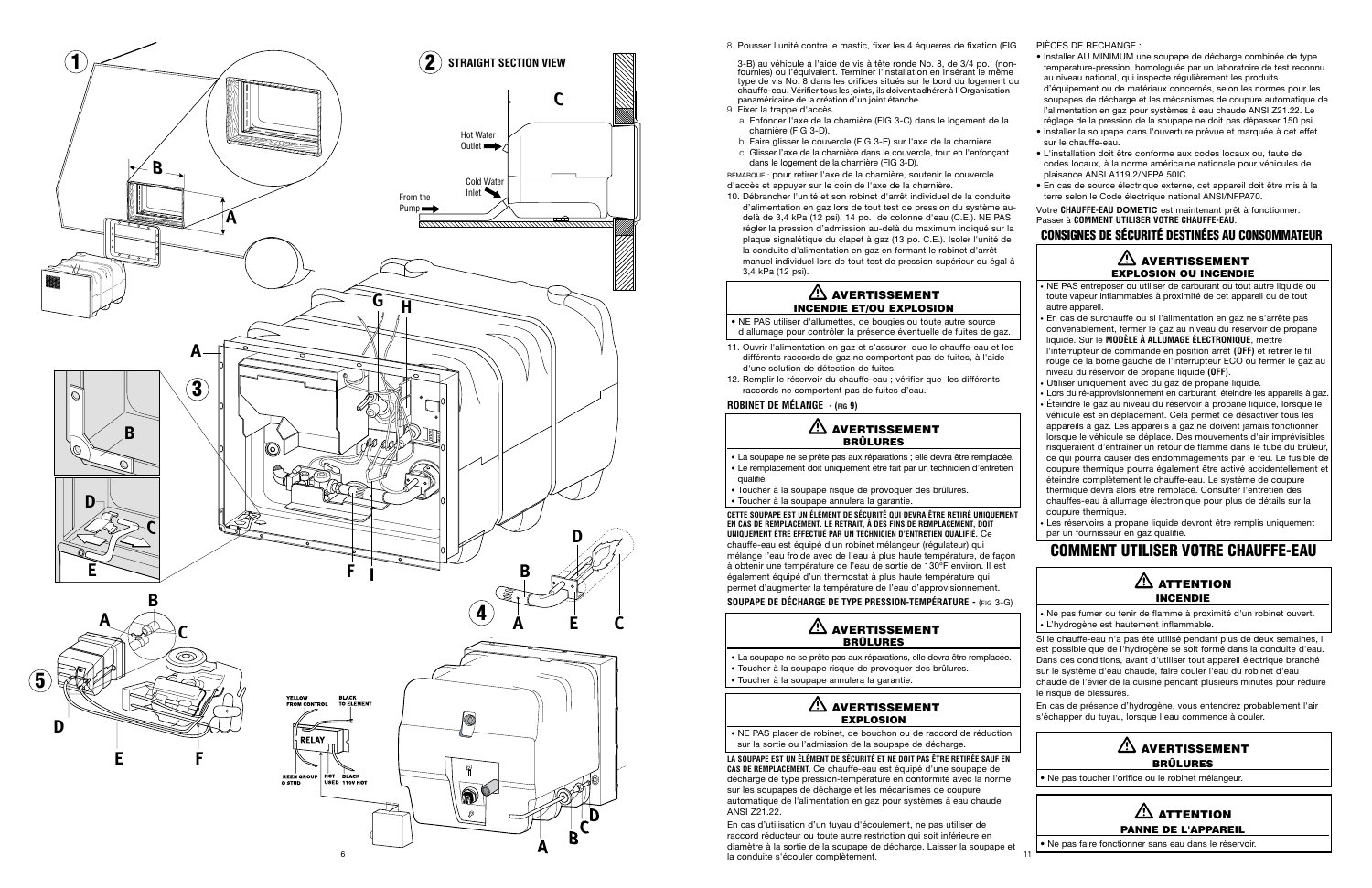8. Pousser l'unité contre le mastic, fixer les 4 équerres de fixation (FIG 3-B) au véhicule à l'aide de vis à tête ronde No. 8, de 3/4 po. (non-fournies) ou l'équivalent. Terminer l'installation en insérant le même type de vis No. 8 dans les orifices situés sur le bord du logement du chauffe-eau. Vérifier tous les joints, ils doivent adhérer à l'Organisation panaméricaine de la création d'un joint étanche.
9. Fixer la trappe d'accès.
   a. Enfoncer l'axe de la charnière (FIG 3-C) dans le logement de la charnière (FIG 3-D).
   b. Faire glisser le couvercle (FIG 3-E) sur l'axe de la charnière.
   c. Glisser l'axe de la charnière dans le couvercle, tout en l'enfonçant dans le logement de la charnière (FIG 3-D).

REMARQUE : pour retirer l'axe de la charnière, soutenir le couvercle d'accès et appuyer sur le coin de l'axe de la charnière.

10. Débrancher l'unité et son robinet d'arrêt individuel de la conduite d'alimentation en gaz lors de tout test de pression du système au-delà de 3,4 kPa (12 psi), 14 po. de colonne d'eau (C.E.). NE PAS régler la pression d'admission au-delà du maximum indiqué sur la plaque signalétique du clapet à gaz (13 po. C.E.). Isoler l'unité de la conduite d'alimentation en gaz en fermant le robinet d'arrêt manuel individuel lors de tout test de pression supérieur ou égal à 3,4 kPa (12 psi).

### ⚠ AVERTISSEMENT
**INCENDIE ET/OU EXPLOSION**

- NE PAS utiliser d'allumettes, de bougies ou toute autre source d'allumage pour contrôler la présence éventuelle de fuites de gaz.

11. Ouvrir l'alimentation en gaz et s'assurer que le chauffe-eau et les différents raccords de gaz ne comportent pas de fuites, à l'aide d'une solution de détection de fuites.
12. Remplir le réservoir du chauffe-eau ; vérifier que les différents raccords ne comportent pas de fuites d'eau.

**ROBINET DE MÉLANGE** - (FIG 9)

### ⚠ AVERTISSEMENT
**BRÛLURES**

- La soupape ne se prête pas aux réparations ; elle devra être remplacée.
- Le remplacement doit uniquement être fait par un technicien d'entretien qualifié.
- Toucher à la soupape risque de provoquer des brûlures.
- Toucher à la soupape annulera la garantie.

**CETTE SOUPAPE EST UN ÉLÉMENT DE SÉCURITÉ QUI DEVRA ÊTRE RETIRÉ UNIQUEMENT EN CAS DE REMPLACEMENT. LE RETRAIT, À DES FINS DE REMPLACEMENT, DOIT UNIQUEMENT ÊTRE EFFECTUÉ PAR UN TECHNICIEN D'ENTRETIEN QUALIFIÉ.** Ce chauffe-eau est équipé d'un robinet mélangeur (régulateur) qui mélange l'eau froide avec de l'eau à plus haute température, de façon à obtenir une température de l'eau de sortie de 130°F environ. Il est également équipé d'un thermostat à plus haute température qui permet d'augmenter la température de l'eau d'approvisionnement.

**SOUPAPE DE DÉCHARGE DE TYPE PRESSION-TEMPÉRATURE** - (FIG 3-G)

### ⚠ AVERTISSEMENT
**BRÛLURES**

- La soupape ne se prête pas aux réparations, elle devra être remplacée.
- Toucher à la soupape risque de provoquer des brûlures.
- Toucher à la soupape annulera la garantie.

### ⚠ AVERTISSEMENT
**EXPLOSION**

- NE PAS placer de robinet, de bouchon ou de raccord de réduction sur la sortie ou l'admission de la soupape de décharge.

**LA SOUPAPE EST UN ÉLÉMENT DE SÉCURITÉ ET NE DOIT PAS ÊTRE RETIRÉE SAUF EN CAS DE REMPLACEMENT.** Ce chauffe-eau est équipé d'une soupape de décharge de type pression-température en conformité avec la norme sur les soupapes de décharge et les mécanismes de coupure automatique de l'alimentation en gaz pour systèmes à eau chaude ANSI Z21.22.

En cas d'utilisation d'un tuyau d'écoulement, ne pas utiliser de raccord réducteur ou toute autre restriction qui soit inférieure en diamètre à la sortie de la soupape de décharge. Laisser la soupape et la conduite s'écouler complètement.

PIÈCES DE RECHANGE :

- Installer AU MINIMUM une soupape de décharge combinée de type température-pression, homologuée par un laboratoire de test reconnu au niveau national, qui inspecte régulièrement les produits d'équipement ou de matériaux concernés, selon les normes pour les soupapes de décharge et les mécanismes de coupure automatique de l'alimentation en gaz pour systèmes à eau chaude ANSI Z21.22. Le réglage de la pression de la soupape ne doit pas dépasser 150 psi.
- Installer la soupape dans l'ouverture prévue et marquée à cet effet sur le chauffe-eau.
- L'installation doit être conforme aux codes locaux ou, faute de codes locaux, à la norme américaine nationale pour véhicules de plaisance ANSI A119.2/NFPA 50IC.
- En cas de source électrique externe, cet appareil doit être mis à la terre selon le Code électrique national ANSI/NFPA70.

Votre **CHAUFFE-EAU DOMETIC** est maintenant prêt à fonctionner. Passer à **COMMENT UTILISER VOTRE CHAUFFE-EAU**.

## CONSIGNES DE SÉCURITÉ DESTINÉES AU CONSOMMATEUR

### ⚠ AVERTISSEMENT
**EXPLOSION OU INCENDIE**

- NE PAS entreposer ou utiliser de carburant ou tout autre liquide ou toute vapeur inflammables à proximité de cet appareil ou de tout autre appareil.
- En cas de surchauffe ou si l'alimentation en gaz ne s'arrête pas convenablement, fermer le gaz au niveau du réservoir de propane liquide. Sur le **MODÈLE À ALLUMAGE ÉLECTRONIQUE**, mettre l'interrupteur de commande en position arrêt **(OFF)** et retirer le fil rouge de la borne gauche de l'interrupteur ECO ou fermer le gaz au niveau du réservoir de propane liquide **(OFF)**.
- Utiliser uniquement avec du gaz de propane liquide.
- Lors du ré-approvisionnement en carburant, éteindre les appareils à gaz.
- Éteindre le gaz au niveau du réservoir à propane liquide, lorsque le véhicule est en déplacement. Cela permet de désactiver tous les appareils à gaz. Les appareils à gaz ne doivent jamais fonctionner lorsque le véhicule se déplace. Des mouvements d'air imprévisibles risqueraient d'entraîner un retour de flamme dans le tube du brûleur, ce qui pourra causer des endommagements par le feu. Le fusible de coupure thermique pourra également être activé accidentellement et éteindre complètement le chauffe-eau. Le système de coupure thermique devra alors être remplacé. Consulter l'entretien des chauffes-eau à allumage électronique pour plus de détails sur la coupure thermique.
- Les réservoirs à propane liquide devront être remplis uniquement par un fournisseur en gaz qualifié.

# COMMENT UTILISER VOTRE CHAUFFE-EAU

### ⚠ ATTENTION
**INCENDIE**

- Ne pas fumer ou tenir de flamme à proximité d'un robinet ouvert.
- L'hydrogène est hautement inflammable.

Si le chauffe-eau n'a pas été utilisé pendant plus de deux semaines, il est possible que de l'hydrogène se soit formé dans le chauffe-eau. Dans ces conditions, avant d'utiliser tout appareil électrique branché sur le système d'eau chaude, faire couler l'eau du robinet d'eau chaude de l'évier de la cuisine pendant plusieurs minutes pour réduire le risque de blessures.

En cas de présence d'hydrogène, vous entendrez probablement l'air s'échapper du tuyau, lorsque l'eau commence à couler.

### ⚠ AVERTISSEMENT
**BRÛLURES**

- Ne pas toucher l'orifice ou le robinet mélangeur.

### ⚠ ATTENTION
**PANNE DE L'APPAREIL**

- Ne pas faire fonctionner sans eau dans le réservoir.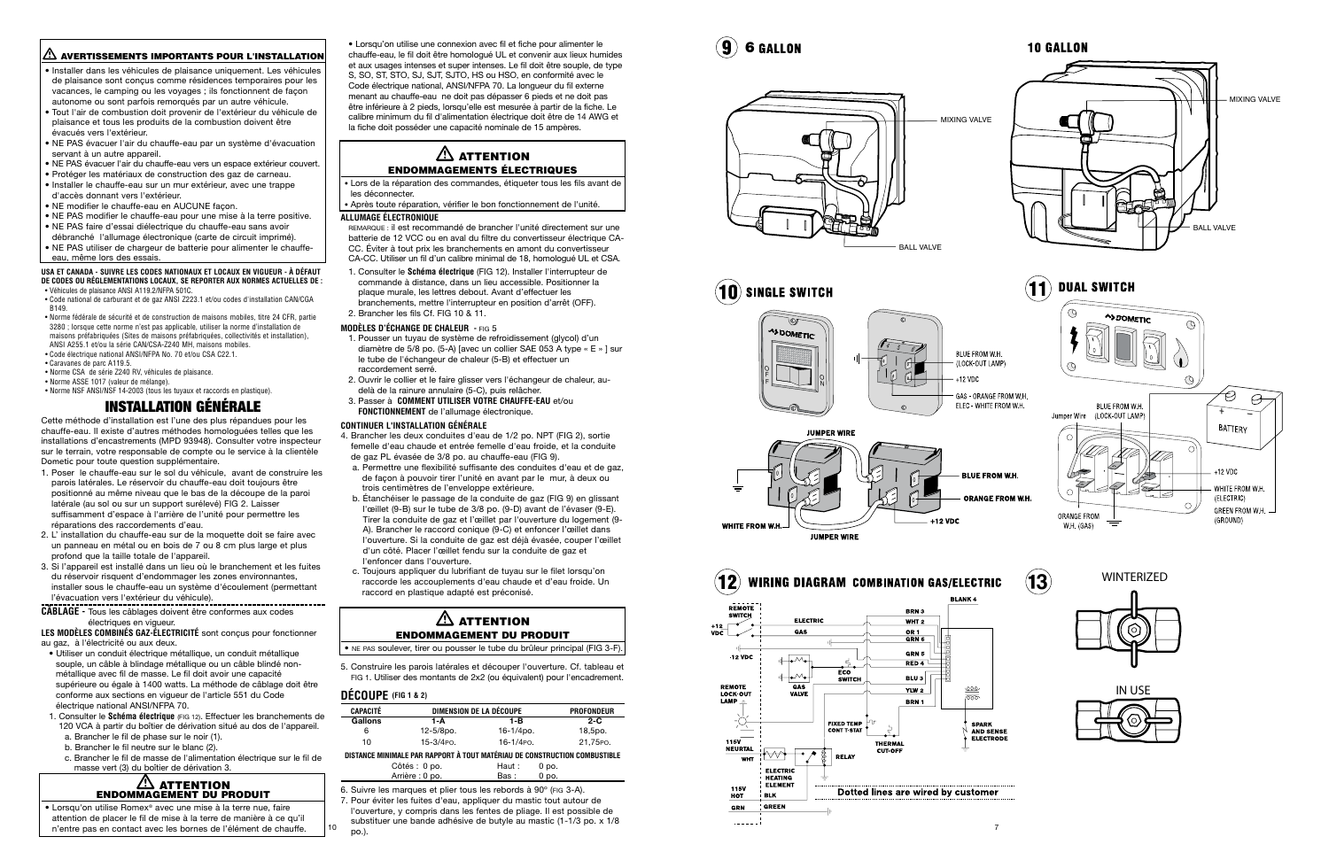## ⚠ AVERTISSEMENTS IMPORTANTS POUR L'INSTALLATION

- Installer dans les véhicules de plaisance uniquement. Les véhicules de plaisance sont conçus comme résidences temporaires pour les vacances, le camping ou les voyages ; ils fonctionnent de façon autonome ou sont parfois remorqués par un autre véhicule.
- Tout l'air de combustion doit provenir de l'extérieur du véhicule de plaisance et tous les produits de la combustion doivent être évacués vers l'extérieur.
- NE PAS évacuer l'air du chauffe-eau par un système d'évacuation servant à un autre appareil.
- NE PAS évacuer l'air du chauffe-eau vers un espace extérieur couvert.
- Protéger les matériaux de construction des gaz de carneau.
- Installer le chauffe-eau sur un mur extérieur, avec une trappe d'accès donnant vers l'extérieur.
- NE modifier le chauffe-eau en AUCUNE façon.
- NE PAS modifier le chauffe-eau pour une mise à la terre positive.
- NE PAS faire d'essai diélectrique du chauffe-eau sans avoir débranché l'allumage électronique (carte de circuit imprimé).
- NE PAS utiliser de chargeur de batterie pour alimenter le chauffe-eau, même lors des essais.

**USA ET CANADA - SUIVRE LES CODES NATIONAUX ET LOCAUX EN VIGUEUR - À DÉFAUT DE CODES OU RÉGLEMENTATIONS LOCAUX, SE REPORTER AUX NORMES ACTUELLES DE :**

- Véhicules de plaisance ANSI A119.2/NFPA 501C.
- Code national de carburant et de gaz ANSI Z223.1 et/ou codes d'installation CAN/CGA B149.
- Norme fédérale de sécurité et de construction de maisons mobiles, titre 24 CFR, partie 3280 ; lorsque cette norme n'est pas applicable, utiliser la norme d'installation de maisons préfabriquées (Sites de maisons préfabriquées, collectivités et installation), ANSI A255.1 et/ou la série CAN/CSA-Z240 MH, maisons mobiles.
- Code électrique national ANSI/NFPA No. 70 et/ou CSA C22.1.
- Caravanes de parc A119.5.
- Norme CSA de série Z240 RV, véhicules de plaisance.
- Norme ASSE 1017 (valeur de mélange).
- Norme NSF ANSI/NSF 14-2003 (tous les tuyaux et raccords en plastique).

# INSTALLATION GÉNÉRALE

Cette méthode d'installation est l'une des plus répandues pour les chauffe-eau. Il existe d'autres méthodes homologuées telles que les installations d'encastrements (MPD 93948). Consulter votre inspecteur sur le terrain, votre responsable de compte ou le service à la clientèle Dometic pour toute question supplémentaire.

1. Poser le chauffe-eau sur le sol du véhicule, avant de construire les parois latérales. Le réservoir du chauffe-eau doit toujours être positionné au même niveau que le bas de la découpe de la paroi latérale (au sol ou sur un support surélevé) FIG 2. Laisser suffisamment d'espace à l'arrière de l'unité pour permettre les réparations des raccordements d'eau.
2. L' installation du chauffe-eau sur de la moquette doit se faire avec un panneau en métal ou en bois de 7 ou 8 cm plus large et plus profond que la taille totale de l'appareil.
3. Si l'appareil est installé dans un lieu où le branchement et les fuites du réservoir risquent d'endommager les zones environnantes, installer sous le chauffe-eau un système d'écoulement (permettant l'évacuation vers l'extérieur du véhicule).

**CÂBLAGE** - Tous les câblages doivent être conformes aux codes électriques en vigueur.

**LES MODÈLES COMBINÉS GAZ-ÉLECTRICITÉ** sont conçus pour fonctionner au gaz, à l'électricité ou aux deux.

- Utiliser un conduit électrique métallique, un conduit métallique souple, un câble à blindage métallique ou un câble blindé non-métallique avec fil de masse. Le fil doit avoir une capacité supérieure ou égale à 1400 watts. La méthode de câblage doit être conforme aux sections en vigueur de l'article 551 du Code électrique national ANSI/NFPA 70.

1. Consulter le **Schéma électrique** (FIG 12). Effectuer les branchements de 120 VCA à partir du boîtier de dérivation situé au dos de l'appareil.
   a. Brancher le fil de phase sur le noir (1).
   b. Brancher le fil neutre sur le blanc (2).
   c. Brancher le fil de masse de l'alimentation électrique sur le fil de masse vert (3) du boîtier de dérivation 3.

### ⚠ ATTENTION
### ENDOMMAGEMENT DU PRODUIT

- Lorsqu'on utilise Romex® avec une mise à la terre nue, faire attention de placer le fil de mise à la terre de manière à ce qu'il n'entre pas en contact avec les bornes de l'élément de chauffe.

- Lorsqu'on utilise une connexion avec fil et fiche pour alimenter le chauffe-eau, le fil doit être homologué UL et convenir aux lieux humides et aux usages intenses et super intenses. Le fil doit être souple, de type S, SO, ST, STO, SJ, SJT, SJTO, HS ou HSO, en conformité avec le Code électrique national, ANSI/NFPA 70. La longueur du fil externe menant au chauffe-eau ne doit pas dépasser 6 pieds et ne doit pas être inférieure à 2 pieds, lorsqu'elle est mesurée à partir de la fiche. Le calibre minimum du fil d'alimentation électrique doit être de 14 AWG et la fiche doit posséder une capacité nominale de 15 ampères.

### ⚠ ATTENTION
### ENDOMMAGEMENTS ÉLECTRIQUES

- Lors de la réparation des commandes, étiqueter tous les fils avant de les déconnecter.
- Après toute réparation, vérifier le bon fonctionnement de l'unité.

**ALLUMAGE ÉLECTRONIQUE**

REMARQUE : il est recommandé de brancher l'unité directement sur une batterie de 12 VCC ou en aval du filtre du convertisseur électrique CA-CC. Éviter à tout prix les branchements en amont du convertisseur CA-CC. Utiliser un fil d'un calibre minimal de 18, homologué UL et CSA.

1. Consulter le **Schéma électrique** (FIG 12). Installer l'interrupteur de commande à distance, dans un lieu accessible. Positionner la plaque murale, les lettres debout. Avant d'effectuer les branchements, mettre l'interrupteur en position d'arrêt (OFF).
2. Brancher les fils Cf. FIG 10 & 11.

**MODÈLES D'ÉCHANGE DE CHALEUR** - FIG 5

1. Pousser un tuyau de système de refroidissement (glycol) d'un diamètre de 5/8 po. (5-A) [avec un collier SAE 053 A type « E » ] sur le tube de l'échangeur de chaleur (5-B) et effectuer un raccordement serré.
2. Ouvrir le collier et le faire glisser vers l'échangeur de chaleur, au-delà de la rainure annulaire (5-C), puis relâcher.
3. Passer à **COMMENT UTILISER VOTRE CHAUFFE-EAU** et/ou **FONCTIONNEMENT** de l'allumage électronique.

**CONTINUER L'INSTALLATION GÉNÉRALE**

4. Brancher les deux conduites d'eau de 1/2 po. NPT (FIG 2), sortie femelle d'eau chaude et entrée femelle d'eau froide, et la conduite de gaz PL évasée de 3/8 po. au chauffe-eau (FIG 9).
   a. Permettre une flexibilité suffisante des conduites d'eau et de gaz, de façon à pouvoir tirer l'unité en avant par le mur, à deux ou trois centimètres de l'enveloppe extérieure.
   b. Étanchéiser le passage de la conduite de gaz (FIG 9) en glissant l'œillet (9-B) sur le tube de 3/8 po. (9-D) avant de l'évaser (9-E). Tirer la conduite de gaz et l'œillet par l'ouverture du logement (9-A). Brancher le raccord conique (9-C) et enfoncer l'œillet dans l'ouverture. Si la conduite de gaz est déjà évasée, couper l'œillet d'un côté. Placer l'œillet fendu sur la conduite de gaz et l'enfoncer dans l'ouverture.
   c. Toujours appliquer du lubrifiant de tuyau sur le filet lorsqu'on raccorde les accouplements d'eau chaude et d'eau froide. Un raccord en plastique adapté est préconisé.

### ⚠ ATTENTION
### ENDOMMAGEMENT DU PRODUIT

- NE PAS soulever, tirer ou pousser le tube du brûleur principal (FIG 3-F).

5. Construire les parois latérales et découper l'ouverture. Cf. tableau et FIG 1. Utiliser des montants de 2x2 (ou équivalent) pour l'encadrement.

## DÉCOUPE (FIG 1 & 2)

| CAPACITÉ | DIMENSION DE LA DÉCOUPE | | PROFONDEUR |
|---|---|---|---|
| Gallons | 1-A | 1-B | 2-C |
| 6 | 12-5/8po. | 16-1/4po. | 18,5po. |
| 10 | 15-3/4po. | 16-1/4po. | 21,75po. |

**DISTANCE MINIMALE PAR RAPPORT À TOUT MATÉRIAU DE CONSTRUCTION COMBUSTIBLE**

| | | | |
|---|---|---|---|
| Côtés : | 0 po. | Haut : | 0 po. |
| Arrière : | 0 po. | Bas : | 0 po. |

6. Suivre les marques et plier tous les rebords à 90° (FIG 3-A).
7. Pour éviter les fuites d'eau, appliquer du mastic tout autour de l'ouverture, y compris dans les fentes de pliage. Il est possible de substituer une bande adhésive de butyle au mastic (1-1/3 po. x 1/8 po.).

**9** 6 GALLON — MIXING VALVE, BALL VALVE

10 GALLON — MIXING VALVE, BALL VALVE

**10** SINGLE SWITCH — BLUE FROM W.H. (LOCK-OUT LAMP); +12 VDC; GAS - ORANGE FROM W.H.; ELEC - WHITE FROM W.H.; JUMPER WIRE; BLUE FROM W.H.; ORANGE FROM W.H.; WHITE FROM W.H.; +12 VDC

**11** DUAL SWITCH — BLUE FROM W.H. (LOCK-OUT LAMP); Jumper Wire; BATTERY; +12 VDC; WHITE FROM W.H. (ELECTRIC); GREEN FROM W.H. (GROUND); ORANGE FROM W.H. (GAS)

**12** WIRING DIAGRAM COMBINATION GAS/ELECTRIC — REMOTE SWITCH; +12 VDC; ELECTRIC; GAS; -12 VDC; REMOTE LOCK-OUT LAMP; GAS VALVE; ECO SWITCH; FIXED TEMP CONT T-STAT; THERMAL CUT-OFF; 115V NEURTAL WHT; ELECTRIC HEATING ELEMENT; RELAY; 115V HOT BLK; GRN GREEN; BLANK 4; BRN 3; WHT 2; OR 1; GRN 6; GRN 5; RED 4; BLU 3; YLW 2; BRN 1; SPARK AND SENSE ELECTRODE; Dotted lines are wired by customer

**13** WINTERIZED — IN USE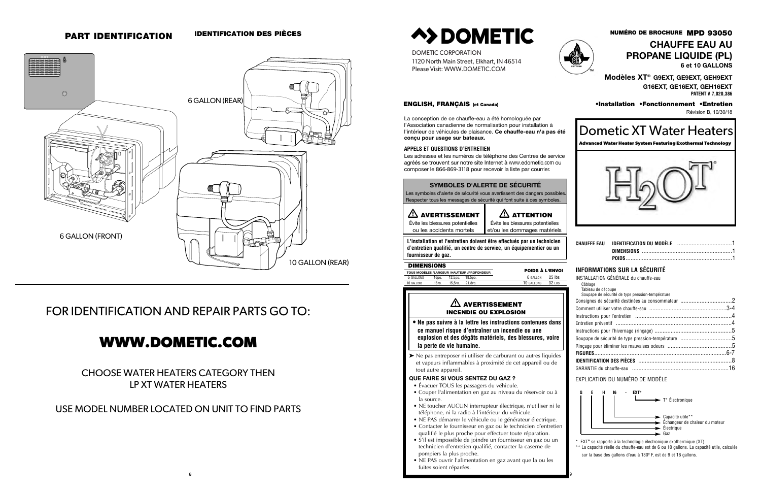## PART IDENTIFICATION

### IDENTIFICATION DES PIÈCES

6 GALLON (REAR)

6 GALLON (FRONT)

10 GALLON (REAR)

# FOR IDENTIFICATION AND REPAIR PARTS GO TO:

# WWW.DOMETIC.COM

CHOOSE WATER HEATERS CATEGORY THEN LP XT WATER HEATERS

USE MODEL NUMBER LOCATED ON UNIT TO FIND PARTS

---

**DOMETIC**

DOMETIC CORPORATION
1120 North Main Street, Elkhart, IN 46514
Please Visit: WWW.DOMETIC.COM

NUMÉRO DE BROCHURE **MPD 93050**

## CHAUFFE EAU AU PROPANE LIQUIDE (PL)

**6 et 10 GALLONS**

**Modèles XT® G9EXT, GE9EXT, GEH9EXT**
**G16EXT, GE16EXT, GEH16EXT**
**PATENT # 7,020,386**

**ENGLISH, FRANÇAIS (et Canada)**

**•Installation •Fonctionnement •Entretien**

Révision B, 10/30/18

# Dometic XT Water Heaters

**Advanced Water Heater System Featuring Exothermal Technology**

H2OT®

La conception de ce chauffe-eau a été homologuée par l'Association canadienne de normalisation pour installation à l'intérieur de véhicules de plaisance. **Ce chauffe-eau n'a pas été conçu pour usage sur bateaux.**

**APPELS ET QUESTIONS D'ENTRETIEN**

Les adresses et les numéros de téléphone des Centres de service agréés se trouvent sur notre site Internet à www.edometic.com ou composer le 866-869-3118 pour recevoir la liste par courrier.

### SYMBOLES D'ALERTE DE SÉCURITÉ

Les symboles d'alerte de sécurité vous avertissent des dangers possibles. Respecter tous les messages de sécurité qui font suite à ces symboles.

| ⚠ AVERTISSEMENT | ⚠ ATTENTION |
|---|---|
| Évite les blessures potentielles ou les accidents mortels | Évite les blessures potentielles et/ou les dommages matériels |

**L'installation et l'entretien doivent être effectués par un technicien d'entretien qualifié, un centre de service, un équipementier ou un fournisseur de gaz.**

**DIMENSIONS**

| TOUS MODÈLES /LARGEUR /HAUTEUR /PROFONDEUR | | | | POIDS À L'ENVOI | |
|---|---|---|---|---|---|
| 6 GALLONS | 16po. | 12,5po. | 18,5po. | 6 GALLON | 25 lbs |
| 10 GALLONS | 16PO. | 15,5PO. | 21,8PO. | 10 GALLONS | 32 LBS |

### ⚠ AVERTISSEMENT
**INCENDIE OU EXPLOSION**

- **Ne pas suivre à la lettre les instructions contenues dans ce manuel risque d'entraîner un incendie ou une explosion et des dégâts matériels, des blessures, voire la perte de vie humaine.**

➤ Ne pas entreposer ni utiliser de carburant ou autres liquides et vapeurs inflammables à proximité de cet appareil ou de tout autre appareil.

**QUE FAIRE SI VOUS SENTEZ DU GAZ ?**

- Évacuer TOUS les passagers du véhicule.
- Couper l'alimentation en gaz au niveau du réservoir ou à la source.
- NE toucher AUCUN interrupteur électrique, n'utiliser ni le téléphone, ni la radio à l'intérieur du véhicule.
- NE PAS démarrer le véhicule ou le générateur électrique.
- Contacter le fournisseur en gaz ou le technicien d'entretien qualifié le plus proche pour effectuer toute réparation.
- S'il est impossible de joindre un fournisseur en gaz ou un technicien d'entretien qualifié, contacter la caserne de pompiers la plus proche.
- NE PAS ouvrir l'alimentation en gaz avant que la ou les fuites soient réparées.

| | | |
|---|---|---|
| **CHAUFFE EAU** | **IDENTIFICATION DU MODÈLE** | 1 |
| | **DIMENSIONS** | 1 |
| | **POIDS** | 1 |

**INFORMATIONS SUR LA SÉCURITÉ**

INSTALLATION GÉNÉRALE du chauffe-eau
Câblage
Tableau de découpe
Soupape de sécurité de type pression-température

| | |
|---|---|
| Consignes de sécurité destinées au consommateur | 2 |
| Comment utiliser votre chauffe-eau | 3-4 |
| Instructions pour l'entretien | 4 |
| Entretien préventif | 4 |
| Instructions pour l'hivernage (rinçage) | 5 |
| Soupape de sécurité de type pression-température | 5 |
| Rinçage pour éliminer les mauvaises odeurs | 5 |
| **FIGURES** | 6-7 |
| **IDENTIFICATION DES PIÈCES** | 8 |
| GARANTIE du chauffe-eau | 16 |

EXPLICATION DU NUMÉRO DE MODÈLE

G E H 16 - EXT*

- EXT* → T* Électronique
- 16 → Capacité utile**
- H → Échangeur de chaleur du moteur
- E → Électrique
- G → Gaz

\* EXT* se rapporte à la technologie électronique exothermique (XT).

\*\* La capacité réelle du chauffe-eau est de 6 ou 10 gallons. La capacité utile, calculée sur la base des gallons d'eau à 130° F, est de 9 et 16 gallons.